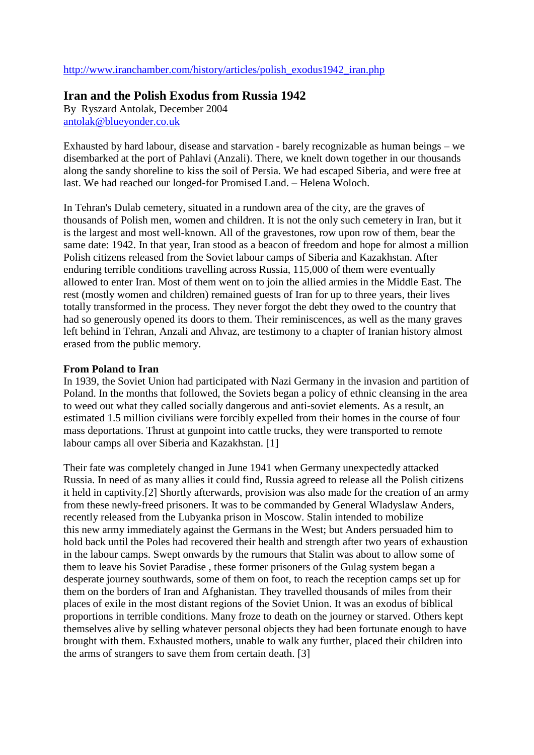http://www.iranchamber.com/history/articles/polish_exodus1942_iran.php

# Iran and the Polish Exodus from Russia 1942

By Ryszard Antolak, December 2004
antolak@blueyonder.co.uk

Exhausted by hard labour, disease and starvation - barely recognizable as human beings – we disembarked at the port of Pahlavi (Anzali). There, we knelt down together in our thousands along the sandy shoreline to kiss the soil of Persia. We had escaped Siberia, and were free at last. We had reached our longed-for Promised Land. – Helena Woloch.

In Tehran's Dulab cemetery, situated in a rundown area of the city, are the graves of thousands of Polish men, women and children. It is not the only such cemetery in Iran, but it is the largest and most well-known. All of the gravestones, row upon row of them, bear the same date: 1942. In that year, Iran stood as a beacon of freedom and hope for almost a million Polish citizens released from the Soviet labour camps of Siberia and Kazakhstan. After enduring terrible conditions travelling across Russia, 115,000 of them were eventually allowed to enter Iran. Most of them went on to join the allied armies in the Middle East. The rest (mostly women and children) remained guests of Iran for up to three years, their lives totally transformed in the process. They never forgot the debt they owed to the country that had so generously opened its doors to them. Their reminiscences, as well as the many graves left behind in Tehran, Anzali and Ahvaz, are testimony to a chapter of Iranian history almost erased from the public memory.

**From Poland to Iran**

In 1939, the Soviet Union had participated with Nazi Germany in the invasion and partition of Poland. In the months that followed, the Soviets began a policy of ethnic cleansing in the area to weed out what they called socially dangerous and anti-soviet elements. As a result, an estimated 1.5 million civilians were forcibly expelled from their homes in the course of four mass deportations. Thrust at gunpoint into cattle trucks, they were transported to remote labour camps all over Siberia and Kazakhstan. [1]

Their fate was completely changed in June 1941 when Germany unexpectedly attacked Russia. In need of as many allies it could find, Russia agreed to release all the Polish citizens it held in captivity.[2] Shortly afterwards, provision was also made for the creation of an army from these newly-freed prisoners. It was to be commanded by General Wladyslaw Anders, recently released from the Lubyanka prison in Moscow. Stalin intended to mobilize this new army immediately against the Germans in the West; but Anders persuaded him to hold back until the Poles had recovered their health and strength after two years of exhaustion in the labour camps. Swept onwards by the rumours that Stalin was about to allow some of them to leave his Soviet Paradise , these former prisoners of the Gulag system began a desperate journey southwards, some of them on foot, to reach the reception camps set up for them on the borders of Iran and Afghanistan. They travelled thousands of miles from their places of exile in the most distant regions of the Soviet Union. It was an exodus of biblical proportions in terrible conditions. Many froze to death on the journey or starved. Others kept themselves alive by selling whatever personal objects they had been fortunate enough to have brought with them. Exhausted mothers, unable to walk any further, placed their children into the arms of strangers to save them from certain death. [3]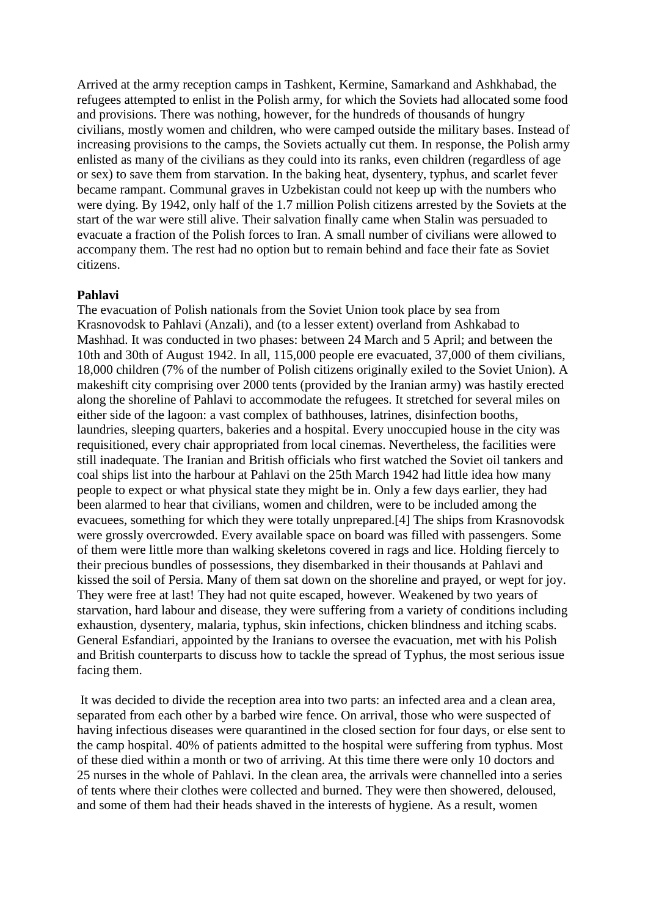Arrived at the army reception camps in Tashkent, Kermine, Samarkand and Ashkhabad, the refugees attempted to enlist in the Polish army, for which the Soviets had allocated some food and provisions. There was nothing, however, for the hundreds of thousands of hungry civilians, mostly women and children, who were camped outside the military bases. Instead of increasing provisions to the camps, the Soviets actually cut them. In response, the Polish army enlisted as many of the civilians as they could into its ranks, even children (regardless of age or sex) to save them from starvation. In the baking heat, dysentery, typhus, and scarlet fever became rampant. Communal graves in Uzbekistan could not keep up with the numbers who were dying. By 1942, only half of the 1.7 million Polish citizens arrested by the Soviets at the start of the war were still alive. Their salvation finally came when Stalin was persuaded to evacuate a fraction of the Polish forces to Iran. A small number of civilians were allowed to accompany them. The rest had no option but to remain behind and face their fate as Soviet citizens.

**Pahlavi**

The evacuation of Polish nationals from the Soviet Union took place by sea from Krasnovodsk to Pahlavi (Anzali), and (to a lesser extent) overland from Ashkabad to Mashhad. It was conducted in two phases: between 24 March and 5 April; and between the 10th and 30th of August 1942. In all, 115,000 people ere evacuated, 37,000 of them civilians, 18,000 children (7% of the number of Polish citizens originally exiled to the Soviet Union). A makeshift city comprising over 2000 tents (provided by the Iranian army) was hastily erected along the shoreline of Pahlavi to accommodate the refugees. It stretched for several miles on either side of the lagoon: a vast complex of bathhouses, latrines, disinfection booths, laundries, sleeping quarters, bakeries and a hospital. Every unoccupied house in the city was requisitioned, every chair appropriated from local cinemas. Nevertheless, the facilities were still inadequate. The Iranian and British officials who first watched the Soviet oil tankers and coal ships list into the harbour at Pahlavi on the 25th March 1942 had little idea how many people to expect or what physical state they might be in. Only a few days earlier, they had been alarmed to hear that civilians, women and children, were to be included among the evacuees, something for which they were totally unprepared.[4] The ships from Krasnovodsk were grossly overcrowded. Every available space on board was filled with passengers. Some of them were little more than walking skeletons covered in rags and lice. Holding fiercely to their precious bundles of possessions, they disembarked in their thousands at Pahlavi and kissed the soil of Persia. Many of them sat down on the shoreline and prayed, or wept for joy. They were free at last! They had not quite escaped, however. Weakened by two years of starvation, hard labour and disease, they were suffering from a variety of conditions including exhaustion, dysentery, malaria, typhus, skin infections, chicken blindness and itching scabs. General Esfandiari, appointed by the Iranians to oversee the evacuation, met with his Polish and British counterparts to discuss how to tackle the spread of Typhus, the most serious issue facing them.

It was decided to divide the reception area into two parts: an infected area and a clean area, separated from each other by a barbed wire fence. On arrival, those who were suspected of having infectious diseases were quarantined in the closed section for four days, or else sent to the camp hospital. 40% of patients admitted to the hospital were suffering from typhus. Most of these died within a month or two of arriving. At this time there were only 10 doctors and 25 nurses in the whole of Pahlavi. In the clean area, the arrivals were channelled into a series of tents where their clothes were collected and burned. They were then showered, deloused, and some of them had their heads shaved in the interests of hygiene. As a result, women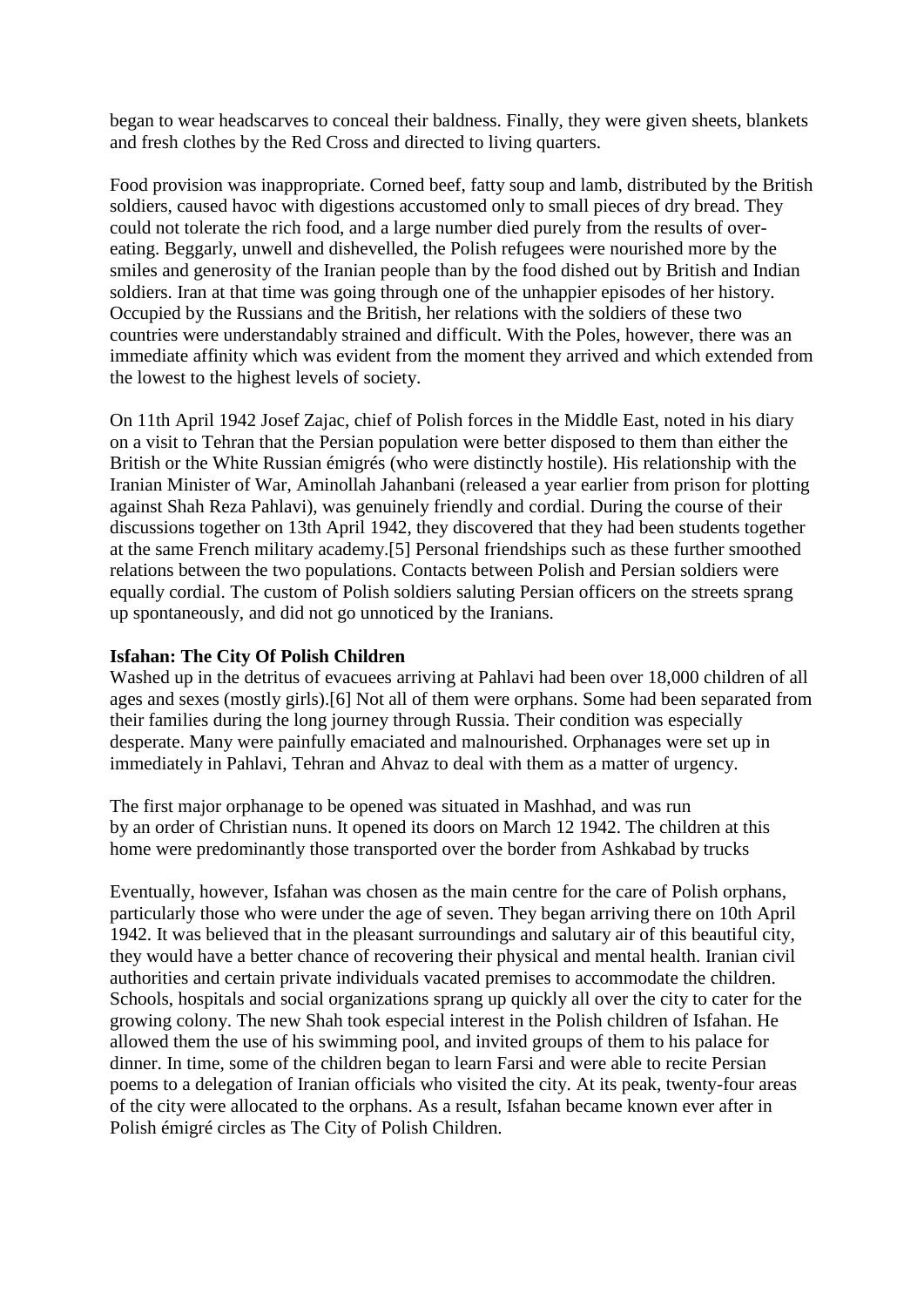began to wear headscarves to conceal their baldness. Finally, they were given sheets, blankets and fresh clothes by the Red Cross and directed to living quarters.

Food provision was inappropriate. Corned beef, fatty soup and lamb, distributed by the British soldiers, caused havoc with digestions accustomed only to small pieces of dry bread. They could not tolerate the rich food, and a large number died purely from the results of over-eating. Beggarly, unwell and dishevelled, the Polish refugees were nourished more by the smiles and generosity of the Iranian people than by the food dished out by British and Indian soldiers. Iran at that time was going through one of the unhappier episodes of her history. Occupied by the Russians and the British, her relations with the soldiers of these two countries were understandably strained and difficult. With the Poles, however, there was an immediate affinity which was evident from the moment they arrived and which extended from the lowest to the highest levels of society.

On 11th April 1942 Josef Zajac, chief of Polish forces in the Middle East, noted in his diary on a visit to Tehran that the Persian population were better disposed to them than either the British or the White Russian émigrés (who were distinctly hostile). His relationship with the Iranian Minister of War, Aminollah Jahanbani (released a year earlier from prison for plotting against Shah Reza Pahlavi), was genuinely friendly and cordial. During the course of their discussions together on 13th April 1942, they discovered that they had been students together at the same French military academy.[5] Personal friendships such as these further smoothed relations between the two populations. Contacts between Polish and Persian soldiers were equally cordial. The custom of Polish soldiers saluting Persian officers on the streets sprang up spontaneously, and did not go unnoticed by the Iranians.

**Isfahan: The City Of Polish Children**

Washed up in the detritus of evacuees arriving at Pahlavi had been over 18,000 children of all ages and sexes (mostly girls).[6] Not all of them were orphans. Some had been separated from their families during the long journey through Russia. Their condition was especially desperate. Many were painfully emaciated and malnourished. Orphanages were set up in immediately in Pahlavi, Tehran and Ahvaz to deal with them as a matter of urgency.

The first major orphanage to be opened was situated in Mashhad, and was run by an order of Christian nuns. It opened its doors on March 12 1942. The children at this home were predominantly those transported over the border from Ashkabad by trucks

Eventually, however, Isfahan was chosen as the main centre for the care of Polish orphans, particularly those who were under the age of seven. They began arriving there on 10th April 1942. It was believed that in the pleasant surroundings and salutary air of this beautiful city, they would have a better chance of recovering their physical and mental health. Iranian civil authorities and certain private individuals vacated premises to accommodate the children. Schools, hospitals and social organizations sprang up quickly all over the city to cater for the growing colony. The new Shah took especial interest in the Polish children of Isfahan. He allowed them the use of his swimming pool, and invited groups of them to his palace for dinner. In time, some of the children began to learn Farsi and were able to recite Persian poems to a delegation of Iranian officials who visited the city. At its peak, twenty-four areas of the city were allocated to the orphans. As a result, Isfahan became known ever after in Polish émigré circles as The City of Polish Children.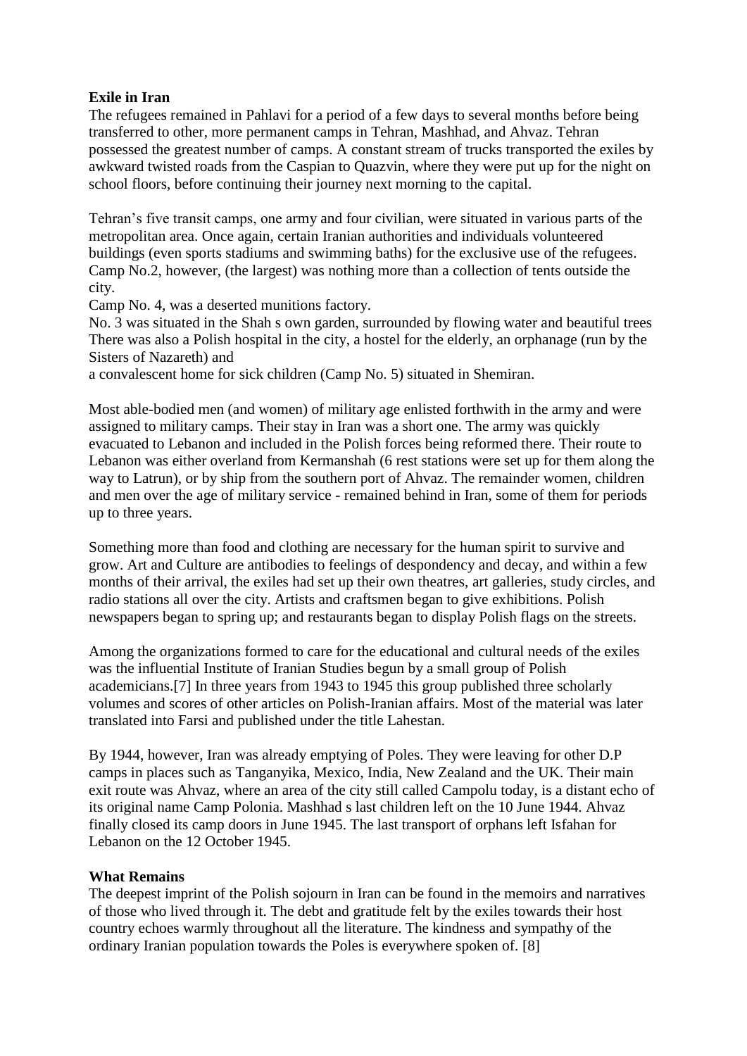**Exile in Iran**

The refugees remained in Pahlavi for a period of a few days to several months before being transferred to other, more permanent camps in Tehran, Mashhad, and Ahvaz. Tehran possessed the greatest number of camps. A constant stream of trucks transported the exiles by awkward twisted roads from the Caspian to Quazvin, where they were put up for the night on school floors, before continuing their journey next morning to the capital.

Tehran's five transit camps, one army and four civilian, were situated in various parts of the metropolitan area. Once again, certain Iranian authorities and individuals volunteered buildings (even sports stadiums and swimming baths) for the exclusive use of the refugees. Camp No.2, however, (the largest) was nothing more than a collection of tents outside the city.

Camp No. 4, was a deserted munitions factory.

No. 3 was situated in the Shah s own garden, surrounded by flowing water and beautiful trees There was also a Polish hospital in the city, a hostel for the elderly, an orphanage (run by the Sisters of Nazareth) and

a convalescent home for sick children (Camp No. 5) situated in Shemiran.

Most able-bodied men (and women) of military age enlisted forthwith in the army and were assigned to military camps. Their stay in Iran was a short one. The army was quickly evacuated to Lebanon and included in the Polish forces being reformed there. Their route to Lebanon was either overland from Kermanshah (6 rest stations were set up for them along the way to Latrun), or by ship from the southern port of Ahvaz. The remainder women, children and men over the age of military service - remained behind in Iran, some of them for periods up to three years.

Something more than food and clothing are necessary for the human spirit to survive and grow. Art and Culture are antibodies to feelings of despondency and decay, and within a few months of their arrival, the exiles had set up their own theatres, art galleries, study circles, and radio stations all over the city. Artists and craftsmen began to give exhibitions. Polish newspapers began to spring up; and restaurants began to display Polish flags on the streets.

Among the organizations formed to care for the educational and cultural needs of the exiles was the influential Institute of Iranian Studies begun by a small group of Polish academicians.[7] In three years from 1943 to 1945 this group published three scholarly volumes and scores of other articles on Polish-Iranian affairs. Most of the material was later translated into Farsi and published under the title Lahestan.

By 1944, however, Iran was already emptying of Poles. They were leaving for other D.P camps in places such as Tanganyika, Mexico, India, New Zealand and the UK. Their main exit route was Ahvaz, where an area of the city still called Campolu today, is a distant echo of its original name Camp Polonia. Mashhad s last children left on the 10 June 1944. Ahvaz finally closed its camp doors in June 1945. The last transport of orphans left Isfahan for Lebanon on the 12 October 1945.

**What Remains**

The deepest imprint of the Polish sojourn in Iran can be found in the memoirs and narratives of those who lived through it. The debt and gratitude felt by the exiles towards their host country echoes warmly throughout all the literature. The kindness and sympathy of the ordinary Iranian population towards the Poles is everywhere spoken of. [8]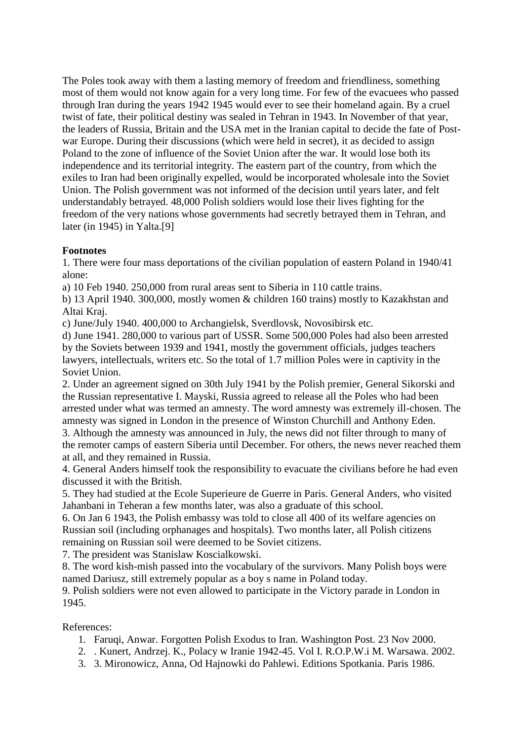The Poles took away with them a lasting memory of freedom and friendliness, something most of them would not know again for a very long time. For few of the evacuees who passed through Iran during the years 1942 1945 would ever to see their homeland again. By a cruel twist of fate, their political destiny was sealed in Tehran in 1943. In November of that year, the leaders of Russia, Britain and the USA met in the Iranian capital to decide the fate of Post-war Europe. During their discussions (which were held in secret), it as decided to assign Poland to the zone of influence of the Soviet Union after the war. It would lose both its independence and its territorial integrity. The eastern part of the country, from which the exiles to Iran had been originally expelled, would be incorporated wholesale into the Soviet Union. The Polish government was not informed of the decision until years later, and felt understandably betrayed. 48,000 Polish soldiers would lose their lives fighting for the freedom of the very nations whose governments had secretly betrayed them in Tehran, and later (in 1945) in Yalta.[9]

**Footnotes**

1. There were four mass deportations of the civilian population of eastern Poland in 1940/41 alone:
a) 10 Feb 1940. 250,000 from rural areas sent to Siberia in 110 cattle trains.
b) 13 April 1940. 300,000, mostly women & children 160 trains) mostly to Kazakhstan and Altai Kraj.
c) June/July 1940. 400,000 to Archangielsk, Sverdlovsk, Novosibirsk etc.
d) June 1941. 280,000 to various part of USSR. Some 500,000 Poles had also been arrested by the Soviets between 1939 and 1941, mostly the government officials, judges teachers lawyers, intellectuals, writers etc. So the total of 1.7 million Poles were in captivity in the Soviet Union.
2. Under an agreement signed on 30th July 1941 by the Polish premier, General Sikorski and the Russian representative I. Mayski, Russia agreed to release all the Poles who had been arrested under what was termed an amnesty. The word amnesty was extremely ill-chosen. The amnesty was signed in London in the presence of Winston Churchill and Anthony Eden.
3. Although the amnesty was announced in July, the news did not filter through to many of the remoter camps of eastern Siberia until December. For others, the news never reached them at all, and they remained in Russia.
4. General Anders himself took the responsibility to evacuate the civilians before he had even discussed it with the British.
5. They had studied at the Ecole Superieure de Guerre in Paris. General Anders, who visited Jahanbani in Teheran a few months later, was also a graduate of this school.
6. On Jan 6 1943, the Polish embassy was told to close all 400 of its welfare agencies on Russian soil (including orphanages and hospitals). Two months later, all Polish citizens remaining on Russian soil were deemed to be Soviet citizens.
7. The president was Stanislaw Koscialkowski.
8. The word kish-mish passed into the vocabulary of the survivors. Many Polish boys were named Dariusz, still extremely popular as a boy s name in Poland today.
9. Polish soldiers were not even allowed to participate in the Victory parade in London in 1945.

References:

1. Faruqi, Anwar. Forgotten Polish Exodus to Iran. Washington Post. 23 Nov 2000.
2. . Kunert, Andrzej. K., Polacy w Iranie 1942-45. Vol I. R.O.P.W.i M. Warsawa. 2002.
3. 3. Mironowicz, Anna, Od Hajnowki do Pahlewi. Editions Spotkania. Paris 1986.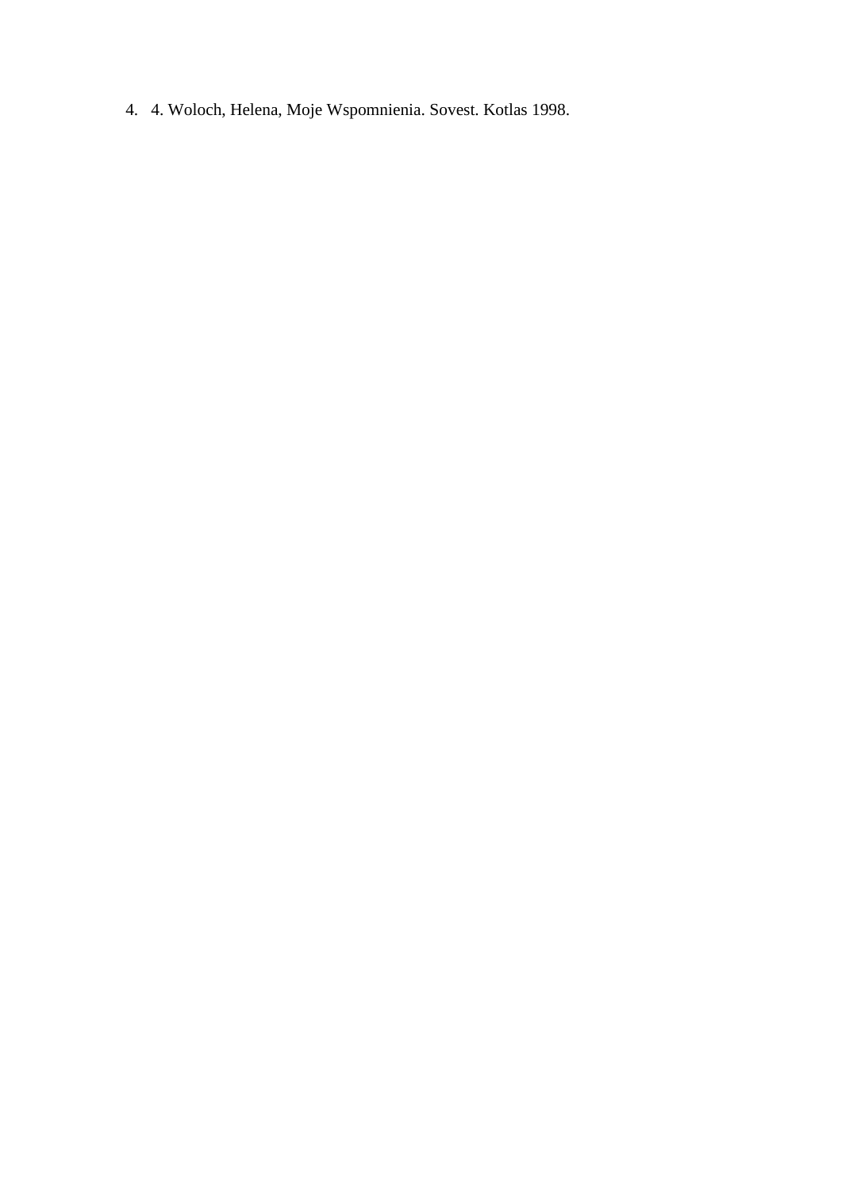4. 4. Woloch, Helena, Moje Wspomnienia. Sovest. Kotlas 1998.